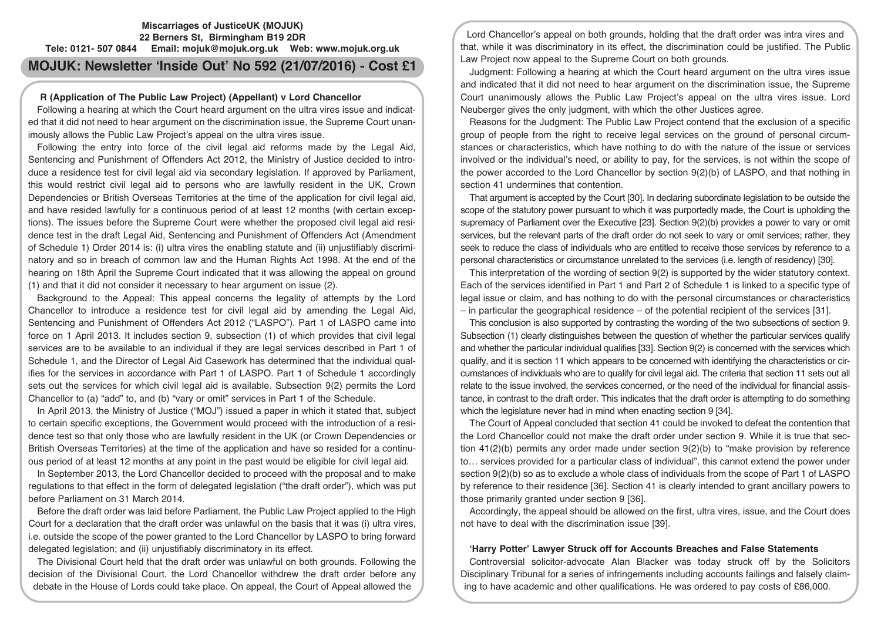**Miscarriages of JusticeUK (MOJUK)**
**22 Berners St, Birmingham B19 2DR**
**Tele: 0121- 507 0844 Email: mojuk@mojuk.org.uk Web: www.mojuk.org.uk**

# MOJUK: Newsletter 'Inside Out' No 592 (21/07/2016) - Cost £1

## R (Application of The Public Law Project) (Appellant) v Lord Chancellor

Following a hearing at which the Court heard argument on the ultra vires issue and indicated that it did not need to hear argument on the discrimination issue, the Supreme Court unanimously allows the Public Law Project's appeal on the ultra vires issue.

Following the entry into force of the civil legal aid reforms made by the Legal Aid, Sentencing and Punishment of Offenders Act 2012, the Ministry of Justice decided to introduce a residence test for civil legal aid via secondary legislation. If approved by Parliament, this would restrict civil legal aid to persons who are lawfully resident in the UK, Crown Dependencies or British Overseas Territories at the time of the application for civil legal aid, and have resided lawfully for a continuous period of at least 12 months (with certain exceptions). The issues before the Supreme Court were whether the proposed civil legal aid residence test in the draft Legal Aid, Sentencing and Punishment of Offenders Act (Amendment of Schedule 1) Order 2014 is: (i) ultra vires the enabling statute and (ii) unjustifiably discriminatory and so in breach of common law and the Human Rights Act 1998. At the end of the hearing on 18th April the Supreme Court indicated that it was allowing the appeal on ground (1) and that it did not consider it necessary to hear argument on issue (2).

Background to the Appeal: This appeal concerns the legality of attempts by the Lord Chancellor to introduce a residence test for civil legal aid by amending the Legal Aid, Sentencing and Punishment of Offenders Act 2012 ("LASPO"). Part 1 of LASPO came into force on 1 April 2013. It includes section 9, subsection (1) of which provides that civil legal services are to be available to an individual if they are legal services described in Part 1 of Schedule 1, and the Director of Legal Aid Casework has determined that the individual qualifies for the services in accordance with Part 1 of LASPO. Part 1 of Schedule 1 accordingly sets out the services for which civil legal aid is available. Subsection 9(2) permits the Lord Chancellor to (a) "add" to, and (b) "vary or omit" services in Part 1 of the Schedule.

In April 2013, the Ministry of Justice ("MOJ") issued a paper in which it stated that, subject to certain specific exceptions, the Government would proceed with the introduction of a residence test so that only those who are lawfully resident in the UK (or Crown Dependencies or British Overseas Territories) at the time of the application and have so resided for a continuous period of at least 12 months at any point in the past would be eligible for civil legal aid.

In September 2013, the Lord Chancellor decided to proceed with the proposal and to make regulations to that effect in the form of delegated legislation ("the draft order"), which was put before Parliament on 31 March 2014.

Before the draft order was laid before Parliament, the Public Law Project applied to the High Court for a declaration that the draft order was unlawful on the basis that it was (i) ultra vires, i.e. outside the scope of the power granted to the Lord Chancellor by LASPO to bring forward delegated legislation; and (ii) unjustifiably discriminatory in its effect.

The Divisional Court held that the draft order was unlawful on both grounds. Following the decision of the Divisional Court, the Lord Chancellor withdrew the draft order before any debate in the House of Lords could take place. On appeal, the Court of Appeal allowed the Lord Chancellor's appeal on both grounds, holding that the draft order was intra vires and that, while it was discriminatory in its effect, the discrimination could be justified. The Public Law Project now appeal to the Supreme Court on both grounds.

Judgment: Following a hearing at which the Court heard argument on the ultra vires issue and indicated that it did not need to hear argument on the discrimination issue, the Supreme Court unanimously allows the Public Law Project's appeal on the ultra vires issue. Lord Neuberger gives the only judgment, with which the other Justices agree.

Reasons for the Judgment: The Public Law Project contend that the exclusion of a specific group of people from the right to receive legal services on the ground of personal circumstances or characteristics, which have nothing to do with the nature of the issue or services involved or the individual's need, or ability to pay, for the services, is not within the scope of the power accorded to the Lord Chancellor by section 9(2)(b) of LASPO, and that nothing in section 41 undermines that contention.

That argument is accepted by the Court [30]. In declaring subordinate legislation to be outside the scope of the statutory power pursuant to which it was purportedly made, the Court is upholding the supremacy of Parliament over the Executive [23]. Section 9(2)(b) provides a power to vary or omit services, but the relevant parts of the draft order do not seek to vary or omit services; rather, they seek to reduce the class of individuals who are entitled to receive those services by reference to a personal characteristics or circumstance unrelated to the services (i.e. length of residency) [30].

This interpretation of the wording of section 9(2) is supported by the wider statutory context. Each of the services identified in Part 1 and Part 2 of Schedule 1 is linked to a specific type of legal issue or claim, and has nothing to do with the personal circumstances or characteristics – in particular the geographical residence – of the potential recipient of the services [31].

This conclusion is also supported by contrasting the wording of the two subsections of section 9. Subsection (1) clearly distinguishes between the question of whether the particular services qualify and whether the particular individual qualifies [33]. Section 9(2) is concerned with the services which qualify, and it is section 11 which appears to be concerned with identifying the characteristics or circumstances of individuals who are to qualify for civil legal aid. The criteria that section 11 sets out all relate to the issue involved, the services concerned, or the need of the individual for financial assistance, in contrast to the draft order. This indicates that the draft order is attempting to do something which the legislature never had in mind when enacting section 9 [34].

The Court of Appeal concluded that section 41 could be invoked to defeat the contention that the Lord Chancellor could not make the draft order under section 9. While it is true that section 41(2)(b) permits any order made under section 9(2)(b) to "make provision by reference to… services provided for a particular class of individual", this cannot extend the power under section 9(2)(b) so as to exclude a whole class of individuals from the scope of Part 1 of LASPO by reference to their residence [36]. Section 41 is clearly intended to grant ancillary powers to those primarily granted under section 9 [36].

Accordingly, the appeal should be allowed on the first, ultra vires, issue, and the Court does not have to deal with the discrimination issue [39].

## 'Harry Potter' Lawyer Struck off for Accounts Breaches and False Statements

Controversial solicitor-advocate Alan Blacker was today struck off by the Solicitors Disciplinary Tribunal for a series of infringements including accounts failings and falsely claiming to have academic and other qualifications. He was ordered to pay costs of £86,000.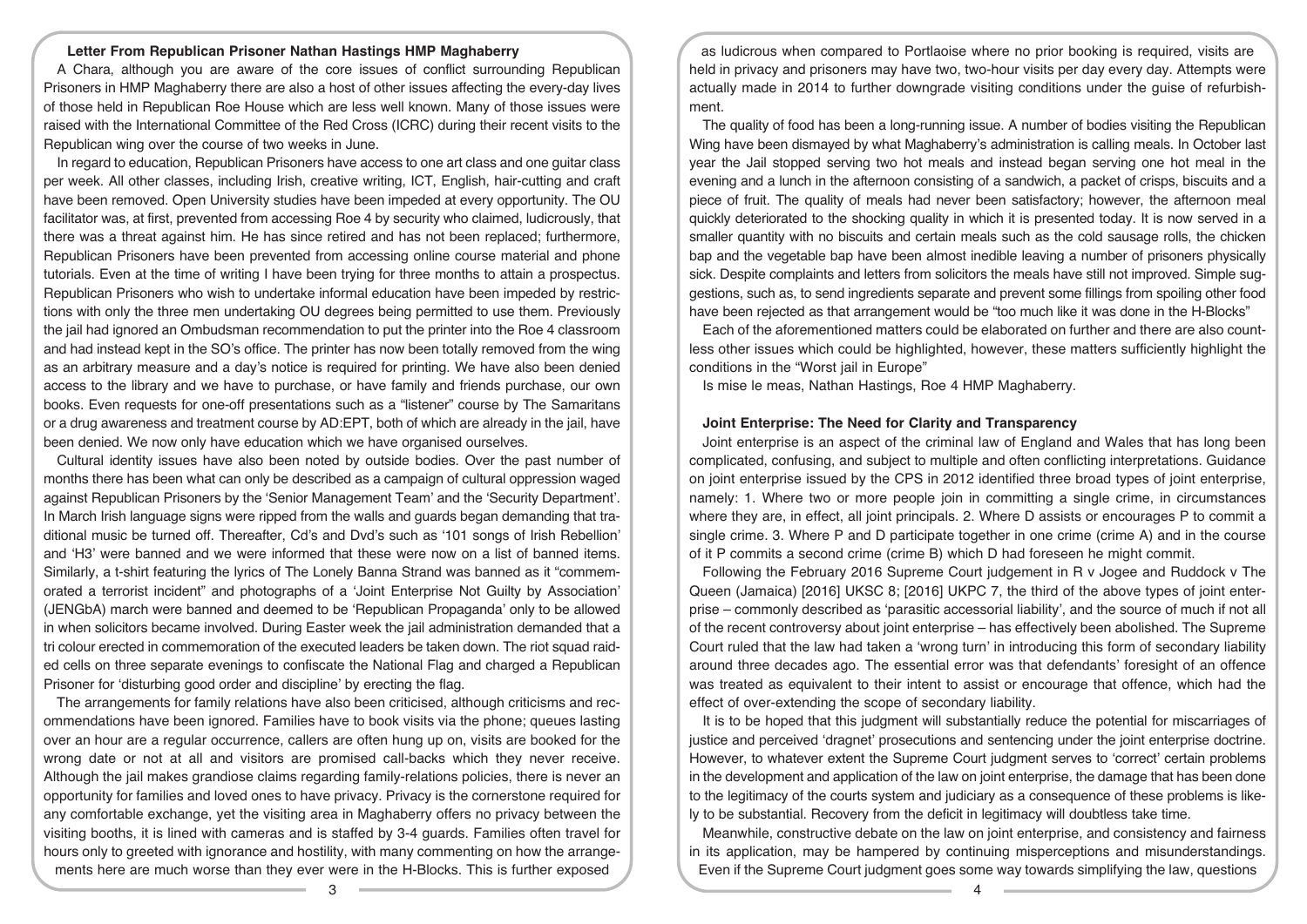### Letter From Republican Prisoner Nathan Hastings HMP Maghaberry

A Chara, although you are aware of the core issues of conflict surrounding Republican Prisoners in HMP Maghaberry there are also a host of other issues affecting the every-day lives of those held in Republican Roe House which are less well known. Many of those issues were raised with the International Committee of the Red Cross (ICRC) during their recent visits to the Republican wing over the course of two weeks in June.

In regard to education, Republican Prisoners have access to one art class and one guitar class per week. All other classes, including Irish, creative writing, ICT, English, hair-cutting and craft have been removed. Open University studies have been impeded at every opportunity. The OU facilitator was, at first, prevented from accessing Roe 4 by security who claimed, ludicrously, that there was a threat against him. He has since retired and has not been replaced; furthermore, Republican Prisoners have been prevented from accessing online course material and phone tutorials. Even at the time of writing I have been trying for three months to attain a prospectus. Republican Prisoners who wish to undertake informal education have been impeded by restrictions with only the three men undertaking OU degrees being permitted to use them. Previously the jail had ignored an Ombudsman recommendation to put the printer into the Roe 4 classroom and had instead kept in the SO's office. The printer has now been totally removed from the wing as an arbitrary measure and a day's notice is required for printing. We have also been denied access to the library and we have to purchase, or have family and friends purchase, our own books. Even requests for one-off presentations such as a "listener" course by The Samaritans or a drug awareness and treatment course by AD:EPT, both of which are already in the jail, have been denied. We now only have education which we have organised ourselves.

Cultural identity issues have also been noted by outside bodies. Over the past number of months there has been what can only be described as a campaign of cultural oppression waged against Republican Prisoners by the 'Senior Management Team' and the 'Security Department'. In March Irish language signs were ripped from the walls and guards began demanding that traditional music be turned off. Thereafter, Cd's and Dvd's such as '101 songs of Irish Rebellion' and 'H3' were banned and we were informed that these were now on a list of banned items. Similarly, a t-shirt featuring the lyrics of The Lonely Banna Strand was banned as it "commemorated a terrorist incident" and photographs of a 'Joint Enterprise Not Guilty by Association' (JENGbA) march were banned and deemed to be 'Republican Propaganda' only to be allowed in when solicitors became involved. During Easter week the jail administration demanded that a tri colour erected in commemoration of the executed leaders be taken down. The riot squad raided cells on three separate evenings to confiscate the National Flag and charged a Republican Prisoner for 'disturbing good order and discipline' by erecting the flag.

The arrangements for family relations have also been criticised, although criticisms and recommendations have been ignored. Families have to book visits via the phone; queues lasting over an hour are a regular occurrence, callers are often hung up on, visits are booked for the wrong date or not at all and visitors are promised call-backs which they never receive. Although the jail makes grandiose claims regarding family-relations policies, there is never an opportunity for families and loved ones to have privacy. Privacy is the cornerstone required for any comfortable exchange, yet the visiting area in Maghaberry offers no privacy between the visiting booths, it is lined with cameras and is staffed by 3-4 guards. Families often travel for hours only to greeted with ignorance and hostility, with many commenting on how the arrangements here are much worse than they ever were in the H-Blocks. This is further exposed as ludicrous when compared to Portlaoise where no prior booking is required, visits are held in privacy and prisoners may have two, two-hour visits per day every day. Attempts were actually made in 2014 to further downgrade visiting conditions under the guise of refurbishment.

The quality of food has been a long-running issue. A number of bodies visiting the Republican Wing have been dismayed by what Maghaberry's administration is calling meals. In October last year the Jail stopped serving two hot meals and instead began serving one hot meal in the evening and a lunch in the afternoon consisting of a sandwich, a packet of crisps, biscuits and a piece of fruit. The quality of meals had never been satisfactory; however, the afternoon meal quickly deteriorated to the shocking quality in which it is presented today. It is now served in a smaller quantity with no biscuits and certain meals such as the cold sausage rolls, the chicken bap and the vegetable bap have been almost inedible leaving a number of prisoners physically sick. Despite complaints and letters from solicitors the meals have still not improved. Simple suggestions, such as, to send ingredients separate and prevent some fillings from spoiling other food have been rejected as that arrangement would be "too much like it was done in the H-Blocks"

Each of the aforementioned matters could be elaborated on further and there are also countless other issues which could be highlighted, however, these matters sufficiently highlight the conditions in the "Worst jail in Europe"

Is mise le meas, Nathan Hastings, Roe 4 HMP Maghaberry.

### Joint Enterprise: The Need for Clarity and Transparency

Joint enterprise is an aspect of the criminal law of England and Wales that has long been complicated, confusing, and subject to multiple and often conflicting interpretations. Guidance on joint enterprise issued by the CPS in 2012 identified three broad types of joint enterprise, namely: 1. Where two or more people join in committing a single crime, in circumstances where they are, in effect, all joint principals. 2. Where D assists or encourages P to commit a single crime. 3. Where P and D participate together in one crime (crime A) and in the course of it P commits a second crime (crime B) which D had foreseen he might commit.

Following the February 2016 Supreme Court judgement in R v Jogee and Ruddock v The Queen (Jamaica) [2016] UKSC 8; [2016] UKPC 7, the third of the above types of joint enterprise – commonly described as 'parasitic accessorial liability', and the source of much if not all of the recent controversy about joint enterprise – has effectively been abolished. The Supreme Court ruled that the law had taken a 'wrong turn' in introducing this form of secondary liability around three decades ago. The essential error was that defendants' foresight of an offence was treated as equivalent to their intent to assist or encourage that offence, which had the effect of over-extending the scope of secondary liability.

It is to be hoped that this judgment will substantially reduce the potential for miscarriages of justice and perceived 'dragnet' prosecutions and sentencing under the joint enterprise doctrine. However, to whatever extent the Supreme Court judgment serves to 'correct' certain problems in the development and application of the law on joint enterprise, the damage that has been done to the legitimacy of the courts system and judiciary as a consequence of these problems is likely to be substantial. Recovery from the deficit in legitimacy will doubtless take time.

Meanwhile, constructive debate on the law on joint enterprise, and consistency and fairness in its application, may be hampered by continuing misperceptions and misunderstandings. Even if the Supreme Court judgment goes some way towards simplifying the law, questions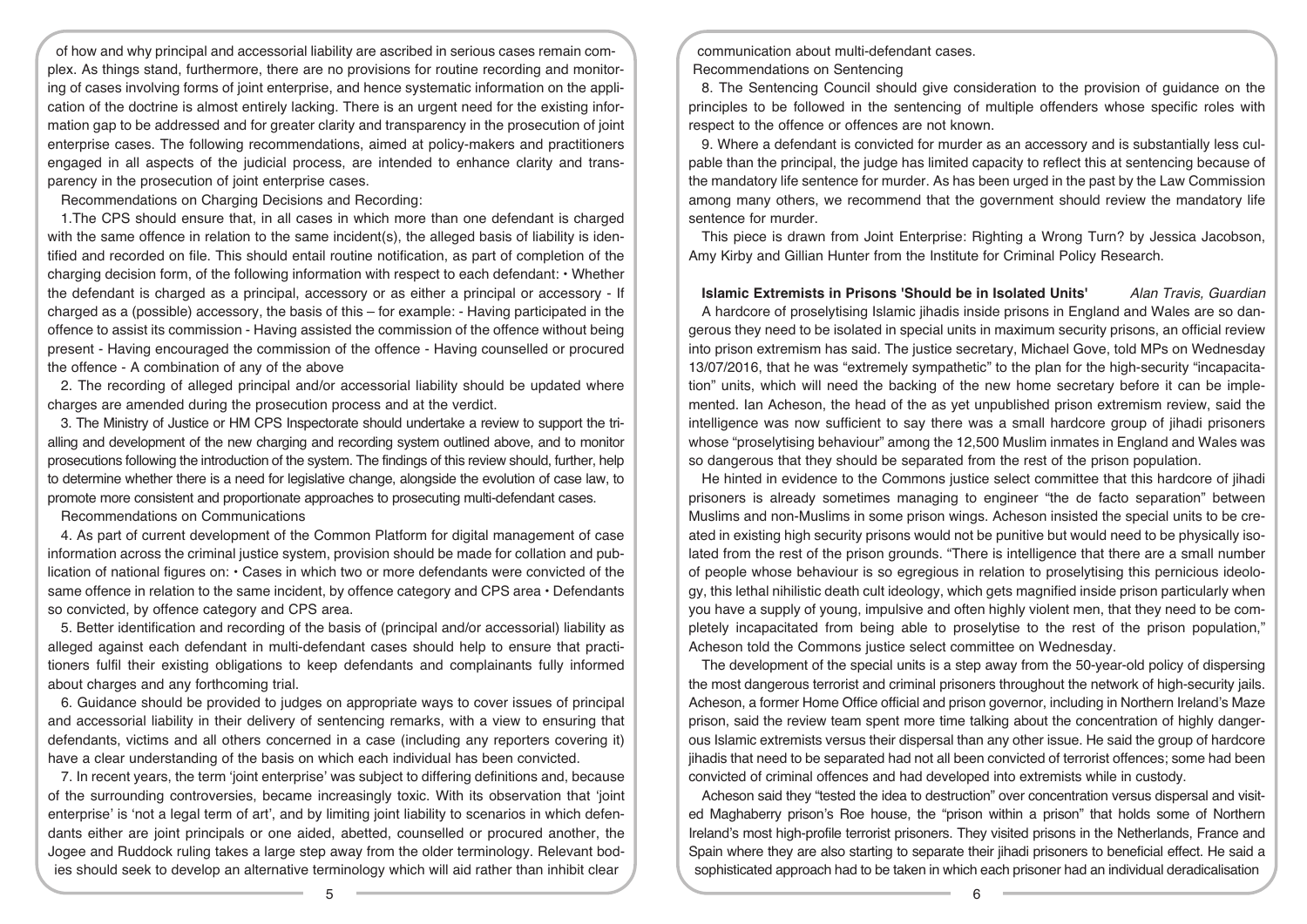of how and why principal and accessorial liability are ascribed in serious cases remain complex. As things stand, furthermore, there are no provisions for routine recording and monitoring of cases involving forms of joint enterprise, and hence systematic information on the application of the doctrine is almost entirely lacking. There is an urgent need for the existing information gap to be addressed and for greater clarity and transparency in the prosecution of joint enterprise cases. The following recommendations, aimed at policy-makers and practitioners engaged in all aspects of the judicial process, are intended to enhance clarity and transparency in the prosecution of joint enterprise cases.

Recommendations on Charging Decisions and Recording:

1.The CPS should ensure that, in all cases in which more than one defendant is charged with the same offence in relation to the same incident(s), the alleged basis of liability is identified and recorded on file. This should entail routine notification, as part of completion of the charging decision form, of the following information with respect to each defendant: • Whether the defendant is charged as a principal, accessory or as either a principal or accessory - If charged as a (possible) accessory, the basis of this – for example: - Having participated in the offence to assist its commission - Having assisted the commission of the offence without being present - Having encouraged the commission of the offence - Having counselled or procured the offence - A combination of any of the above

2. The recording of alleged principal and/or accessorial liability should be updated where charges are amended during the prosecution process and at the verdict.

3. The Ministry of Justice or HM CPS Inspectorate should undertake a review to support the trialling and development of the new charging and recording system outlined above, and to monitor prosecutions following the introduction of the system. The findings of this review should, further, help to determine whether there is a need for legislative change, alongside the evolution of case law, to promote more consistent and proportionate approaches to prosecuting multi-defendant cases.

Recommendations on Communications

4. As part of current development of the Common Platform for digital management of case information across the criminal justice system, provision should be made for collation and publication of national figures on: • Cases in which two or more defendants were convicted of the same offence in relation to the same incident, by offence category and CPS area • Defendants so convicted, by offence category and CPS area.

5. Better identification and recording of the basis of (principal and/or accessorial) liability as alleged against each defendant in multi-defendant cases should help to ensure that practitioners fulfil their existing obligations to keep defendants and complainants fully informed about charges and any forthcoming trial.

6. Guidance should be provided to judges on appropriate ways to cover issues of principal and accessorial liability in their delivery of sentencing remarks, with a view to ensuring that defendants, victims and all others concerned in a case (including any reporters covering it) have a clear understanding of the basis on which each individual has been convicted.

7. In recent years, the term 'joint enterprise' was subject to differing definitions and, because of the surrounding controversies, became increasingly toxic. With its observation that 'joint enterprise' is 'not a legal term of art', and by limiting joint liability to scenarios in which defendants either are joint principals or one aided, abetted, counselled or procured another, the Jogee and Ruddock ruling takes a large step away from the older terminology. Relevant bodies should seek to develop an alternative terminology which will aid rather than inhibit clear communication about multi-defendant cases.

Recommendations on Sentencing

8. The Sentencing Council should give consideration to the provision of guidance on the principles to be followed in the sentencing of multiple offenders whose specific roles with respect to the offence or offences are not known.

9. Where a defendant is convicted for murder as an accessory and is substantially less culpable than the principal, the judge has limited capacity to reflect this at sentencing because of the mandatory life sentence for murder. As has been urged in the past by the Law Commission among many others, we recommend that the government should review the mandatory life sentence for murder.

This piece is drawn from Joint Enterprise: Righting a Wrong Turn? by Jessica Jacobson, Amy Kirby and Gillian Hunter from the Institute for Criminal Policy Research.

## Islamic Extremists in Prisons 'Should be in Isolated Units' *Alan Travis, Guardian*

A hardcore of proselytising Islamic jihadis inside prisons in England and Wales are so dangerous they need to be isolated in special units in maximum security prisons, an official review into prison extremism has said. The justice secretary, Michael Gove, told MPs on Wednesday 13/07/2016, that he was "extremely sympathetic" to the plan for the high-security "incapacitation" units, which will need the backing of the new home secretary before it can be implemented. Ian Acheson, the head of the as yet unpublished prison extremism review, said the intelligence was now sufficient to say there was a small hardcore group of jihadi prisoners whose "proselytising behaviour" among the 12,500 Muslim inmates in England and Wales was so dangerous that they should be separated from the rest of the prison population.

He hinted in evidence to the Commons justice select committee that this hardcore of jihadi prisoners is already sometimes managing to engineer "the de facto separation" between Muslims and non-Muslims in some prison wings. Acheson insisted the special units to be created in existing high security prisons would not be punitive but would need to be physically isolated from the rest of the prison grounds. "There is intelligence that there are a small number of people whose behaviour is so egregious in relation to proselytising this pernicious ideology, this lethal nihilistic death cult ideology, which gets magnified inside prison particularly when you have a supply of young, impulsive and often highly violent men, that they need to be completely incapacitated from being able to proselytise to the rest of the prison population," Acheson told the Commons justice select committee on Wednesday.

The development of the special units is a step away from the 50-year-old policy of dispersing the most dangerous terrorist and criminal prisoners throughout the network of high-security jails. Acheson, a former Home Office official and prison governor, including in Northern Ireland's Maze prison, said the review team spent more time talking about the concentration of highly dangerous Islamic extremists versus their dispersal than any other issue. He said the group of hardcore jihadis that need to be separated had not all been convicted of terrorist offences; some had been convicted of criminal offences and had developed into extremists while in custody.

Acheson said they "tested the idea to destruction" over concentration versus dispersal and visited Maghaberry prison's Roe house, the "prison within a prison" that holds some of Northern Ireland's most high-profile terrorist prisoners. They visited prisons in the Netherlands, France and Spain where they are also starting to separate their jihadi prisoners to beneficial effect. He said a sophisticated approach had to be taken in which each prisoner had an individual deradicalisation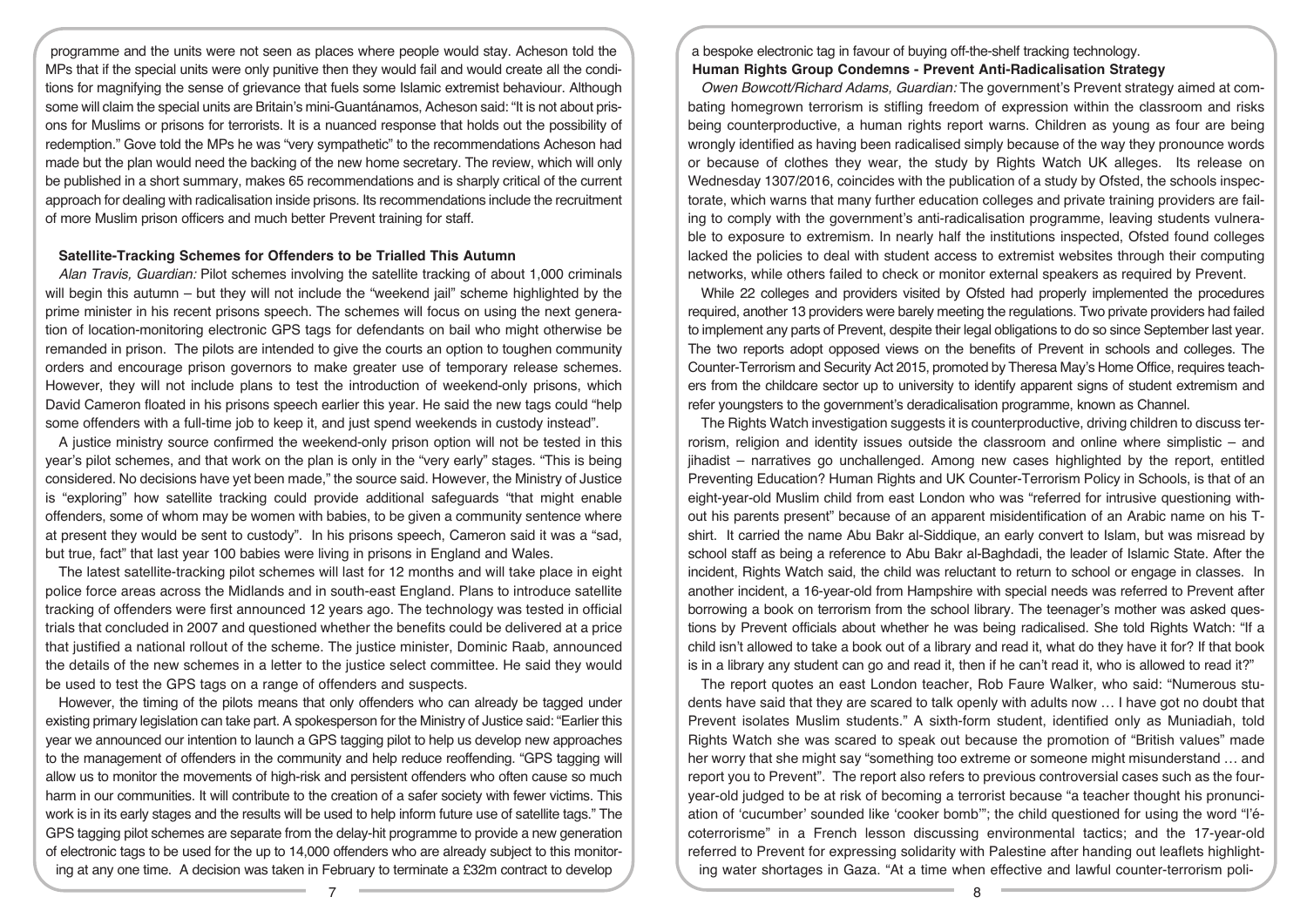programme and the units were not seen as places where people would stay. Acheson told the MPs that if the special units were only punitive then they would fail and would create all the conditions for magnifying the sense of grievance that fuels some Islamic extremist behaviour. Although some will claim the special units are Britain's mini-Guantánamos, Acheson said: "It is not about prisons for Muslims or prisons for terrorists. It is a nuanced response that holds out the possibility of redemption." Gove told the MPs he was "very sympathetic" to the recommendations Acheson had made but the plan would need the backing of the new home secretary. The review, which will only be published in a short summary, makes 65 recommendations and is sharply critical of the current approach for dealing with radicalisation inside prisons. Its recommendations include the recruitment of more Muslim prison officers and much better Prevent training for staff.

### Satellite-Tracking Schemes for Offenders to be Trialled This Autumn

*Alan Travis, Guardian:* Pilot schemes involving the satellite tracking of about 1,000 criminals will begin this autumn – but they will not include the "weekend jail" scheme highlighted by the prime minister in his recent prisons speech. The schemes will focus on using the next generation of location-monitoring electronic GPS tags for defendants on bail who might otherwise be remanded in prison. The pilots are intended to give the courts an option to toughen community orders and encourage prison governors to make greater use of temporary release schemes. However, they will not include plans to test the introduction of weekend-only prisons, which David Cameron floated in his prisons speech earlier this year. He said the new tags could "help some offenders with a full-time job to keep it, and just spend weekends in custody instead".

A justice ministry source confirmed the weekend-only prison option will not be tested in this year's pilot schemes, and that work on the plan is only in the "very early" stages. "This is being considered. No decisions have yet been made," the source said. However, the Ministry of Justice is "exploring" how satellite tracking could provide additional safeguards "that might enable offenders, some of whom may be women with babies, to be given a community sentence where at present they would be sent to custody". In his prisons speech, Cameron said it was a "sad, but true, fact" that last year 100 babies were living in prisons in England and Wales.

The latest satellite-tracking pilot schemes will last for 12 months and will take place in eight police force areas across the Midlands and in south-east England. Plans to introduce satellite tracking of offenders were first announced 12 years ago. The technology was tested in official trials that concluded in 2007 and questioned whether the benefits could be delivered at a price that justified a national rollout of the scheme. The justice minister, Dominic Raab, announced the details of the new schemes in a letter to the justice select committee. He said they would be used to test the GPS tags on a range of offenders and suspects.

However, the timing of the pilots means that only offenders who can already be tagged under existing primary legislation can take part. A spokesperson for the Ministry of Justice said: "Earlier this year we announced our intention to launch a GPS tagging pilot to help us develop new approaches to the management of offenders in the community and help reduce reoffending. "GPS tagging will allow us to monitor the movements of high-risk and persistent offenders who often cause so much harm in our communities. It will contribute to the creation of a safer society with fewer victims. This work is in its early stages and the results will be used to help inform future use of satellite tags." The GPS tagging pilot schemes are separate from the delay-hit programme to provide a new generation of electronic tags to be used for the up to 14,000 offenders who are already subject to this monitoring at any one time. A decision was taken in February to terminate a £32m contract to develop a bespoke electronic tag in favour of buying off-the-shelf tracking technology.

### Human Rights Group Condemns - Prevent Anti-Radicalisation Strategy

*Owen Bowcott/Richard Adams, Guardian:* The government's Prevent strategy aimed at combating homegrown terrorism is stifling freedom of expression within the classroom and risks being counterproductive, a human rights report warns. Children as young as four are being wrongly identified as having been radicalised simply because of the way they pronounce words or because of clothes they wear, the study by Rights Watch UK alleges. Its release on Wednesday 1307/2016, coincides with the publication of a study by Ofsted, the schools inspectorate, which warns that many further education colleges and private training providers are failing to comply with the government's anti-radicalisation programme, leaving students vulnerable to exposure to extremism. In nearly half the institutions inspected, Ofsted found colleges lacked the policies to deal with student access to extremist websites through their computing networks, while others failed to check or monitor external speakers as required by Prevent.

While 22 colleges and providers visited by Ofsted had properly implemented the procedures required, another 13 providers were barely meeting the regulations. Two private providers had failed to implement any parts of Prevent, despite their legal obligations to do so since September last year. The two reports adopt opposed views on the benefits of Prevent in schools and colleges. The Counter-Terrorism and Security Act 2015, promoted by Theresa May's Home Office, requires teachers from the childcare sector up to university to identify apparent signs of student extremism and refer youngsters to the government's deradicalisation programme, known as Channel.

The Rights Watch investigation suggests it is counterproductive, driving children to discuss terrorism, religion and identity issues outside the classroom and online where simplistic – and jihadist – narratives go unchallenged. Among new cases highlighted by the report, entitled Preventing Education? Human Rights and UK Counter-Terrorism Policy in Schools, is that of an eight-year-old Muslim child from east London who was "referred for intrusive questioning without his parents present" because of an apparent misidentification of an Arabic name on his T-shirt. It carried the name Abu Bakr al-Siddique, an early convert to Islam, but was misread by school staff as being a reference to Abu Bakr al-Baghdadi, the leader of Islamic State. After the incident, Rights Watch said, the child was reluctant to return to school or engage in classes. In another incident, a 16-year-old from Hampshire with special needs was referred to Prevent after borrowing a book on terrorism from the school library. The teenager's mother was asked questions by Prevent officials about whether he was being radicalised. She told Rights Watch: "If a child isn't allowed to take a book out of a library and read it, what do they have it for? If that book is in a library any student can go and read it, then if he can't read it, who is allowed to read it?"

The report quotes an east London teacher, Rob Faure Walker, who said: "Numerous students have said that they are scared to talk openly with adults now … I have got no doubt that Prevent isolates Muslim students." A sixth-form student, identified only as Muniadiah, told Rights Watch she was scared to speak out because the promotion of "British values" made her worry that she might say "something too extreme or someone might misunderstand … and report you to Prevent". The report also refers to previous controversial cases such as the four-year-old judged to be at risk of becoming a terrorist because "a teacher thought his pronunciation of 'cucumber' sounded like 'cooker bomb'"; the child questioned for using the word "l'écoterrorisme" in a French lesson discussing environmental tactics; and the 17-year-old referred to Prevent for expressing solidarity with Palestine after handing out leaflets highlighting water shortages in Gaza. "At a time when effective and lawful counter-terrorism poli-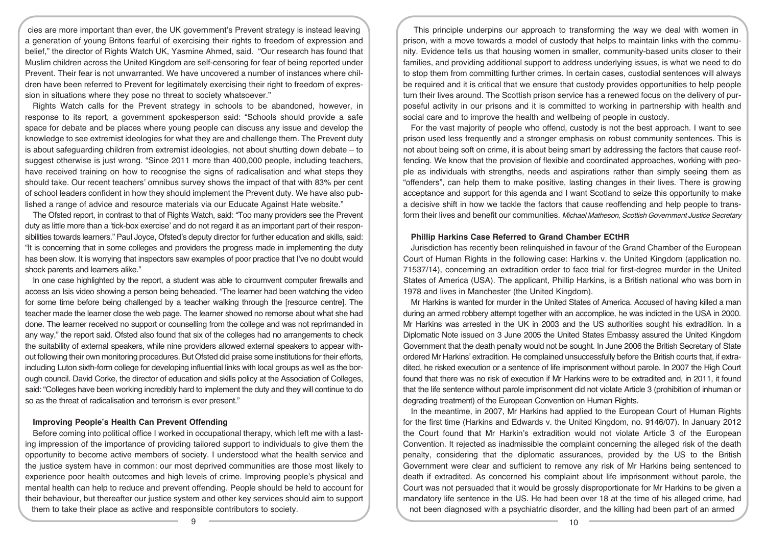cies are more important than ever, the UK government's Prevent strategy is instead leaving a generation of young Britons fearful of exercising their rights to freedom of expression and belief," the director of Rights Watch UK, Yasmine Ahmed, said. "Our research has found that Muslim children across the United Kingdom are self-censoring for fear of being reported under Prevent. Their fear is not unwarranted. We have uncovered a number of instances where children have been referred to Prevent for legitimately exercising their right to freedom of expression in situations where they pose no threat to society whatsoever."

Rights Watch calls for the Prevent strategy in schools to be abandoned, however, in response to its report, a government spokesperson said: "Schools should provide a safe space for debate and be places where young people can discuss any issue and develop the knowledge to see extremist ideologies for what they are and challenge them. The Prevent duty is about safeguarding children from extremist ideologies, not about shutting down debate – to suggest otherwise is just wrong. "Since 2011 more than 400,000 people, including teachers, have received training on how to recognise the signs of radicalisation and what steps they should take. Our recent teachers' omnibus survey shows the impact of that with 83% per cent of school leaders confident in how they should implement the Prevent duty. We have also published a range of advice and resource materials via our Educate Against Hate website."

The Ofsted report, in contrast to that of Rights Watch, said: "Too many providers see the Prevent duty as little more than a 'tick-box exercise' and do not regard it as an important part of their responsibilities towards learners." Paul Joyce, Ofsted's deputy director for further education and skills, said: "It is concerning that in some colleges and providers the progress made in implementing the duty has been slow. It is worrying that inspectors saw examples of poor practice that I've no doubt would shock parents and learners alike."

In one case highlighted by the report, a student was able to circumvent computer firewalls and access an Isis video showing a person being beheaded. "The learner had been watching the video for some time before being challenged by a teacher walking through the [resource centre]. The teacher made the learner close the web page. The learner showed no remorse about what she had done. The learner received no support or counselling from the college and was not reprimanded in any way," the report said. Ofsted also found that six of the colleges had no arrangements to check the suitability of external speakers, while nine providers allowed external speakers to appear without following their own monitoring procedures. But Ofsted did praise some institutions for their efforts, including Luton sixth-form college for developing influential links with local groups as well as the borough council. David Corke, the director of education and skills policy at the Association of Colleges, said: "Colleges have been working incredibly hard to implement the duty and they will continue to do so as the threat of radicalisation and terrorism is ever present."

**Improving People's Health Can Prevent Offending**

Before coming into political office I worked in occupational therapy, which left me with a lasting impression of the importance of providing tailored support to individuals to give them the opportunity to become active members of society. I understood what the health service and the justice system have in common: our most deprived communities are those most likely to experience poor health outcomes and high levels of crime. Improving people's physical and mental health can help to reduce and prevent offending. People should be held to account for their behaviour, but thereafter our justice system and other key services should aim to support them to take their place as active and responsible contributors to society.

This principle underpins our approach to transforming the way we deal with women in prison, with a move towards a model of custody that helps to maintain links with the community. Evidence tells us that housing women in smaller, community-based units closer to their families, and providing additional support to address underlying issues, is what we need to do to stop them from committing further crimes. In certain cases, custodial sentences will always be required and it is critical that we ensure that custody provides opportunities to help people turn their lives around. The Scottish prison service has a renewed focus on the delivery of purposeful activity in our prisons and it is committed to working in partnership with health and social care and to improve the health and wellbeing of people in custody.

For the vast majority of people who offend, custody is not the best approach. I want to see prison used less frequently and a stronger emphasis on robust community sentences. This is not about being soft on crime, it is about being smart by addressing the factors that cause reoffending. We know that the provision of flexible and coordinated approaches, working with people as individuals with strengths, needs and aspirations rather than simply seeing them as "offenders", can help them to make positive, lasting changes in their lives. There is growing acceptance and support for this agenda and I want Scotland to seize this opportunity to make a decisive shift in how we tackle the factors that cause reoffending and help people to transform their lives and benefit our communities. *Michael Matheson, Scottish Government Justice Secretary*

**Phillip Harkins Case Referred to Grand Chamber ECtHR**

Jurisdiction has recently been relinquished in favour of the Grand Chamber of the European Court of Human Rights in the following case: Harkins v. the United Kingdom (application no. 71537/14), concerning an extradition order to face trial for first-degree murder in the United States of America (USA). The applicant, Phillip Harkins, is a British national who was born in 1978 and lives in Manchester (the United Kingdom).

Mr Harkins is wanted for murder in the United States of America. Accused of having killed a man during an armed robbery attempt together with an accomplice, he was indicted in the USA in 2000. Mr Harkins was arrested in the UK in 2003 and the US authorities sought his extradition. In a Diplomatic Note issued on 3 June 2005 the United States Embassy assured the United Kingdom Government that the death penalty would not be sought. In June 2006 the British Secretary of State ordered Mr Harkins' extradition. He complained unsuccessfully before the British courts that, if extradited, he risked execution or a sentence of life imprisonment without parole. In 2007 the High Court found that there was no risk of execution if Mr Harkins were to be extradited and, in 2011, it found that the life sentence without parole imprisonment did not violate Article 3 (prohibition of inhuman or degrading treatment) of the European Convention on Human Rights.

In the meantime, in 2007, Mr Harkins had applied to the European Court of Human Rights for the first time (Harkins and Edwards v. the United Kingdom, no. 9146/07). In January 2012 the Court found that Mr Harkin's extradition would not violate Article 3 of the European Convention. It rejected as inadmissible the complaint concerning the alleged risk of the death penalty, considering that the diplomatic assurances, provided by the US to the British Government were clear and sufficient to remove any risk of Mr Harkins being sentenced to death if extradited. As concerned his complaint about life imprisonment without parole, the Court was not persuaded that it would be grossly disproportionate for Mr Harkins to be given a mandatory life sentence in the US. He had been over 18 at the time of his alleged crime, had not been diagnosed with a psychiatric disorder, and the killing had been part of an armed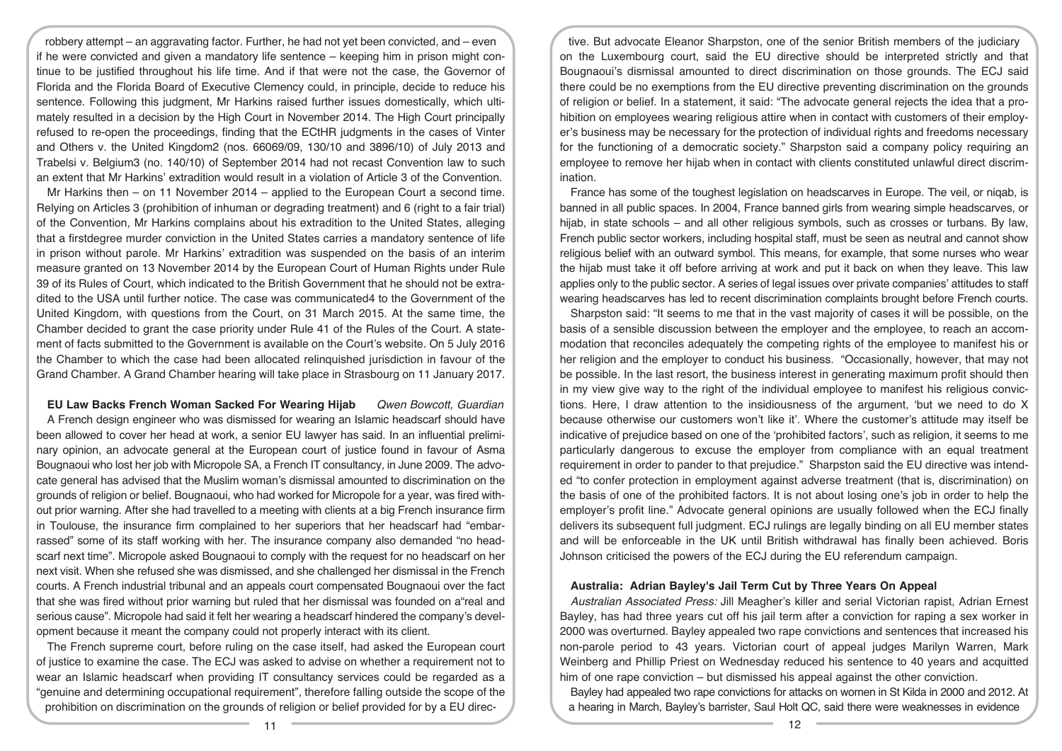robbery attempt – an aggravating factor. Further, he had not yet been convicted, and – even if he were convicted and given a mandatory life sentence – keeping him in prison might continue to be justified throughout his life time. And if that were not the case, the Governor of Florida and the Florida Board of Executive Clemency could, in principle, decide to reduce his sentence. Following this judgment, Mr Harkins raised further issues domestically, which ultimately resulted in a decision by the High Court in November 2014. The High Court principally refused to re-open the proceedings, finding that the ECtHR judgments in the cases of Vinter and Others v. the United Kingdom2 (nos. 66069/09, 130/10 and 3896/10) of July 2013 and Trabelsi v. Belgium3 (no. 140/10) of September 2014 had not recast Convention law to such an extent that Mr Harkins' extradition would result in a violation of Article 3 of the Convention.

Mr Harkins then – on 11 November 2014 – applied to the European Court a second time. Relying on Articles 3 (prohibition of inhuman or degrading treatment) and 6 (right to a fair trial) of the Convention, Mr Harkins complains about his extradition to the United States, alleging that a firstdegree murder conviction in the United States carries a mandatory sentence of life in prison without parole. Mr Harkins' extradition was suspended on the basis of an interim measure granted on 13 November 2014 by the European Court of Human Rights under Rule 39 of its Rules of Court, which indicated to the British Government that he should not be extradited to the USA until further notice. The case was communicated4 to the Government of the United Kingdom, with questions from the Court, on 31 March 2015. At the same time, the Chamber decided to grant the case priority under Rule 41 of the Rules of the Court. A statement of facts submitted to the Government is available on the Court's website. On 5 July 2016 the Chamber to which the case had been allocated relinquished jurisdiction in favour of the Grand Chamber. A Grand Chamber hearing will take place in Strasbourg on 11 January 2017.

### EU Law Backs French Woman Sacked For Wearing Hijab *Qwen Bowcott, Guardian*

A French design engineer who was dismissed for wearing an Islamic headscarf should have been allowed to cover her head at work, a senior EU lawyer has said. In an influential preliminary opinion, an advocate general at the European court of justice found in favour of Asma Bougnaoui who lost her job with Micropole SA, a French IT consultancy, in June 2009. The advocate general has advised that the Muslim woman's dismissal amounted to discrimination on the grounds of religion or belief. Bougnaoui, who had worked for Micropole for a year, was fired without prior warning. After she had travelled to a meeting with clients at a big French insurance firm in Toulouse, the insurance firm complained to her superiors that her headscarf had "embarrassed" some of its staff working with her. The insurance company also demanded "no headscarf next time". Micropole asked Bougnaoui to comply with the request for no headscarf on her next visit. When she refused she was dismissed, and she challenged her dismissal in the French courts. A French industrial tribunal and an appeals court compensated Bougnaoui over the fact that she was fired without prior warning but ruled that her dismissal was founded on a"real and serious cause". Micropole had said it felt her wearing a headscarf hindered the company's development because it meant the company could not properly interact with its client.

The French supreme court, before ruling on the case itself, had asked the European court of justice to examine the case. The ECJ was asked to advise on whether a requirement not to wear an Islamic headscarf when providing IT consultancy services could be regarded as a "genuine and determining occupational requirement", therefore falling outside the scope of the prohibition on discrimination on the grounds of religion or belief provided for by a EU directive. But advocate Eleanor Sharpston, one of the senior British members of the judiciary on the Luxembourg court, said the EU directive should be interpreted strictly and that Bougnaoui's dismissal amounted to direct discrimination on those grounds. The ECJ said there could be no exemptions from the EU directive preventing discrimination on the grounds of religion or belief. In a statement, it said: "The advocate general rejects the idea that a prohibition on employees wearing religious attire when in contact with customers of their employer's business may be necessary for the protection of individual rights and freedoms necessary for the functioning of a democratic society." Sharpston said a company policy requiring an employee to remove her hijab when in contact with clients constituted unlawful direct discrimination.

France has some of the toughest legislation on headscarves in Europe. The veil, or niqab, is banned in all public spaces. In 2004, France banned girls from wearing simple headscarves, or hijab, in state schools – and all other religious symbols, such as crosses or turbans. By law, French public sector workers, including hospital staff, must be seen as neutral and cannot show religious belief with an outward symbol. This means, for example, that some nurses who wear the hijab must take it off before arriving at work and put it back on when they leave. This law applies only to the public sector. A series of legal issues over private companies' attitudes to staff wearing headscarves has led to recent discrimination complaints brought before French courts.

Sharpston said: "It seems to me that in the vast majority of cases it will be possible, on the basis of a sensible discussion between the employer and the employee, to reach an accommodation that reconciles adequately the competing rights of the employee to manifest his or her religion and the employer to conduct his business. "Occasionally, however, that may not be possible. In the last resort, the business interest in generating maximum profit should then in my view give way to the right of the individual employee to manifest his religious convictions. Here, I draw attention to the insidiousness of the argument, 'but we need to do X because otherwise our customers won't like it'. Where the customer's attitude may itself be indicative of prejudice based on one of the 'prohibited factors', such as religion, it seems to me particularly dangerous to excuse the employer from compliance with an equal treatment requirement in order to pander to that prejudice." Sharpston said the EU directive was intended "to confer protection in employment against adverse treatment (that is, discrimination) on the basis of one of the prohibited factors. It is not about losing one's job in order to help the employer's profit line." Advocate general opinions are usually followed when the ECJ finally delivers its subsequent full judgment. ECJ rulings are legally binding on all EU member states and will be enforceable in the UK until British withdrawal has finally been achieved. Boris Johnson criticised the powers of the ECJ during the EU referendum campaign.

### Australia: Adrian Bayley's Jail Term Cut by Three Years On Appeal

*Australian Associated Press:* Jill Meagher's killer and serial Victorian rapist, Adrian Ernest Bayley, has had three years cut off his jail term after a conviction for raping a sex worker in 2000 was overturned. Bayley appealed two rape convictions and sentences that increased his non-parole period to 43 years. Victorian court of appeal judges Marilyn Warren, Mark Weinberg and Phillip Priest on Wednesday reduced his sentence to 40 years and acquitted him of one rape conviction – but dismissed his appeal against the other conviction.

Bayley had appealed two rape convictions for attacks on women in St Kilda in 2000 and 2012. At a hearing in March, Bayley's barrister, Saul Holt QC, said there were weaknesses in evidence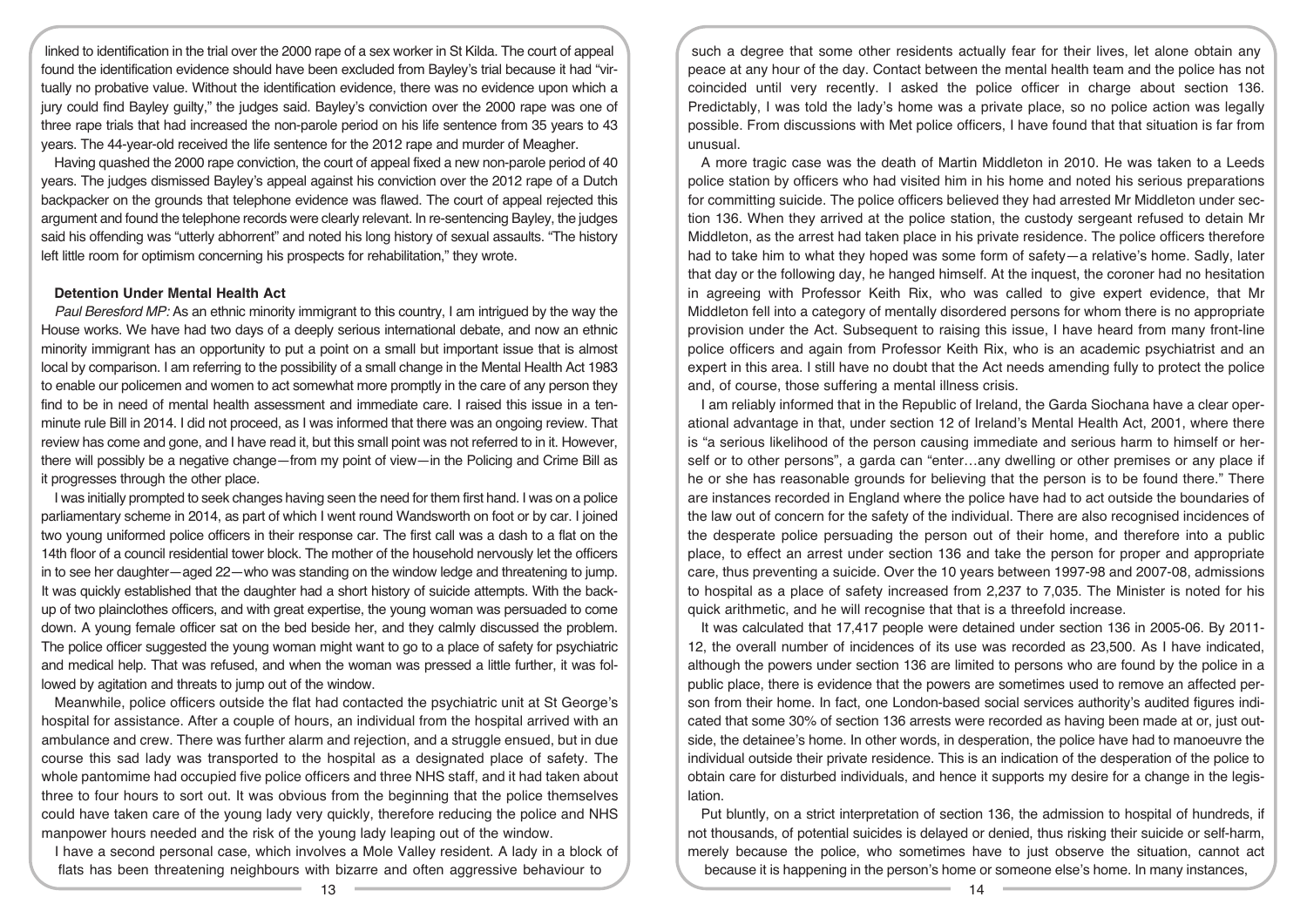linked to identification in the trial over the 2000 rape of a sex worker in St Kilda. The court of appeal found the identification evidence should have been excluded from Bayley's trial because it had "virtually no probative value. Without the identification evidence, there was no evidence upon which a jury could find Bayley guilty," the judges said. Bayley's conviction over the 2000 rape was one of three rape trials that had increased the non-parole period on his life sentence from 35 years to 43 years. The 44-year-old received the life sentence for the 2012 rape and murder of Meagher.

Having quashed the 2000 rape conviction, the court of appeal fixed a new non-parole period of 40 years. The judges dismissed Bayley's appeal against his conviction over the 2012 rape of a Dutch backpacker on the grounds that telephone evidence was flawed. The court of appeal rejected this argument and found the telephone records were clearly relevant. In re-sentencing Bayley, the judges said his offending was "utterly abhorrent" and noted his long history of sexual assaults. "The history left little room for optimism concerning his prospects for rehabilitation," they wrote.

**Detention Under Mental Health Act**

*Paul Beresford MP:* As an ethnic minority immigrant to this country, I am intrigued by the way the House works. We have had two days of a deeply serious international debate, and now an ethnic minority immigrant has an opportunity to put a point on a small but important issue that is almost local by comparison. I am referring to the possibility of a small change in the Mental Health Act 1983 to enable our policemen and women to act somewhat more promptly in the care of any person they find to be in need of mental health assessment and immediate care. I raised this issue in a ten-minute rule Bill in 2014. I did not proceed, as I was informed that there was an ongoing review. That review has come and gone, and I have read it, but this small point was not referred to in it. However, there will possibly be a negative change—from my point of view—in the Policing and Crime Bill as it progresses through the other place.

I was initially prompted to seek changes having seen the need for them first hand. I was on a police parliamentary scheme in 2014, as part of which I went round Wandsworth on foot or by car. I joined two young uniformed police officers in their response car. The first call was a dash to a flat on the 14th floor of a council residential tower block. The mother of the household nervously let the officers in to see her daughter—aged 22—who was standing on the window ledge and threatening to jump. It was quickly established that the daughter had a short history of suicide attempts. With the back-up of two plainclothes officers, and with great expertise, the young woman was persuaded to come down. A young female officer sat on the bed beside her, and they calmly discussed the problem. The police officer suggested the young woman might want to go to a place of safety for psychiatric and medical help. That was refused, and when the woman was pressed a little further, it was followed by agitation and threats to jump out of the window.

Meanwhile, police officers outside the flat had contacted the psychiatric unit at St George's hospital for assistance. After a couple of hours, an individual from the hospital arrived with an ambulance and crew. There was further alarm and rejection, and a struggle ensued, but in due course this sad lady was transported to the hospital as a designated place of safety. The whole pantomime had occupied five police officers and three NHS staff, and it had taken about three to four hours to sort out. It was obvious from the beginning that the police themselves could have taken care of the young lady very quickly, therefore reducing the police and NHS manpower hours needed and the risk of the young lady leaping out of the window.

I have a second personal case, which involves a Mole Valley resident. A lady in a block of flats has been threatening neighbours with bizarre and often aggressive behaviour to such a degree that some other residents actually fear for their lives, let alone obtain any peace at any hour of the day. Contact between the mental health team and the police has not coincided until very recently. I asked the police officer in charge about section 136. Predictably, I was told the lady's home was a private place, so no police action was legally possible. From discussions with Met police officers, I have found that that situation is far from unusual.

A more tragic case was the death of Martin Middleton in 2010. He was taken to a Leeds police station by officers who had visited him in his home and noted his serious preparations for committing suicide. The police officers believed they had arrested Mr Middleton under section 136. When they arrived at the police station, the custody sergeant refused to detain Mr Middleton, as the arrest had taken place in his private residence. The police officers therefore had to take him to what they hoped was some form of safety—a relative's home. Sadly, later that day or the following day, he hanged himself. At the inquest, the coroner had no hesitation in agreeing with Professor Keith Rix, who was called to give expert evidence, that Mr Middleton fell into a category of mentally disordered persons for whom there is no appropriate provision under the Act. Subsequent to raising this issue, I have heard from many front-line police officers and again from Professor Keith Rix, who is an academic psychiatrist and an expert in this area. I still have no doubt that the Act needs amending fully to protect the police and, of course, those suffering a mental illness crisis.

I am reliably informed that in the Republic of Ireland, the Garda Siochana have a clear operational advantage in that, under section 12 of Ireland's Mental Health Act, 2001, where there is "a serious likelihood of the person causing immediate and serious harm to himself or herself or to other persons", a garda can "enter…any dwelling or other premises or any place if he or she has reasonable grounds for believing that the person is to be found there." There are instances recorded in England where the police have had to act outside the boundaries of the law out of concern for the safety of the individual. There are also recognised incidences of the desperate police persuading the person out of their home, and therefore into a public place, to effect an arrest under section 136 and take the person for proper and appropriate care, thus preventing a suicide. Over the 10 years between 1997-98 and 2007-08, admissions to hospital as a place of safety increased from 2,237 to 7,035. The Minister is noted for his quick arithmetic, and he will recognise that that is a threefold increase.

It was calculated that 17,417 people were detained under section 136 in 2005-06. By 2011-12, the overall number of incidences of its use was recorded as 23,500. As I have indicated, although the powers under section 136 are limited to persons who are found by the police in a public place, there is evidence that the powers are sometimes used to remove an affected person from their home. In fact, one London-based social services authority's audited figures indicated that some 30% of section 136 arrests were recorded as having been made at or, just outside, the detainee's home. In other words, in desperation, the police have had to manoeuvre the individual outside their private residence. This is an indication of the desperation of the police to obtain care for disturbed individuals, and hence it supports my desire for a change in the legislation.

Put bluntly, on a strict interpretation of section 136, the admission to hospital of hundreds, if not thousands, of potential suicides is delayed or denied, thus risking their suicide or self-harm, merely because the police, who sometimes have to just observe the situation, cannot act because it is happening in the person's home or someone else's home. In many instances,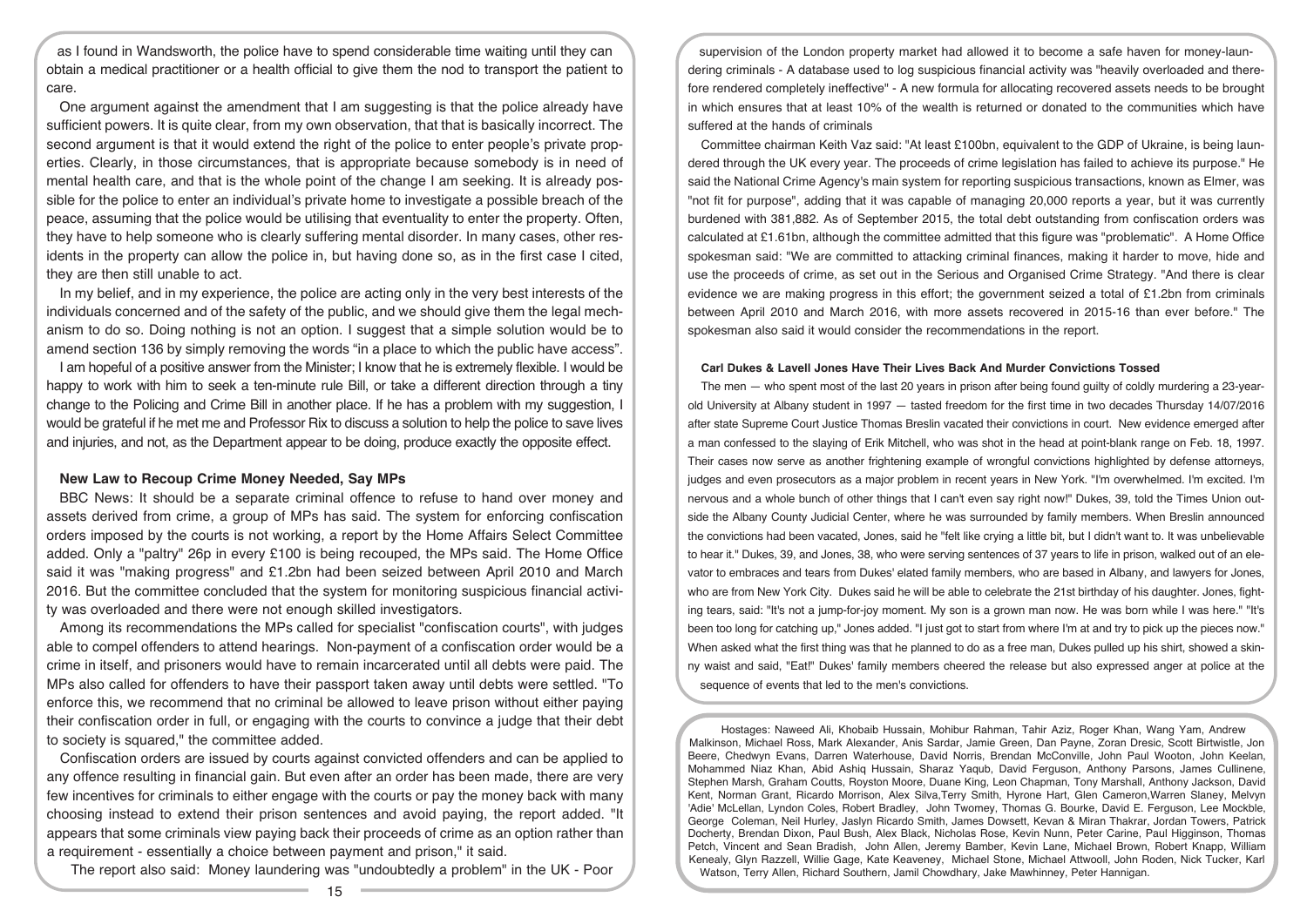as I found in Wandsworth, the police have to spend considerable time waiting until they can obtain a medical practitioner or a health official to give them the nod to transport the patient to care.

One argument against the amendment that I am suggesting is that the police already have sufficient powers. It is quite clear, from my own observation, that that is basically incorrect. The second argument is that it would extend the right of the police to enter people's private properties. Clearly, in those circumstances, that is appropriate because somebody is in need of mental health care, and that is the whole point of the change I am seeking. It is already possible for the police to enter an individual's private home to investigate a possible breach of the peace, assuming that the police would be utilising that eventuality to enter the property. Often, they have to help someone who is clearly suffering mental disorder. In many cases, other residents in the property can allow the police in, but having done so, as in the first case I cited, they are then still unable to act.

In my belief, and in my experience, the police are acting only in the very best interests of the individuals concerned and of the safety of the public, and we should give them the legal mechanism to do so. Doing nothing is not an option. I suggest that a simple solution would be to amend section 136 by simply removing the words "in a place to which the public have access".

I am hopeful of a positive answer from the Minister; I know that he is extremely flexible. I would be happy to work with him to seek a ten-minute rule Bill, or take a different direction through a tiny change to the Policing and Crime Bill in another place. If he has a problem with my suggestion, I would be grateful if he met me and Professor Rix to discuss a solution to help the police to save lives and injuries, and not, as the Department appear to be doing, produce exactly the opposite effect.

### New Law to Recoup Crime Money Needed, Say MPs

BBC News: It should be a separate criminal offence to refuse to hand over money and assets derived from crime, a group of MPs has said. The system for enforcing confiscation orders imposed by the courts is not working, a report by the Home Affairs Select Committee added. Only a "paltry" 26p in every £100 is being recouped, the MPs said. The Home Office said it was "making progress" and £1.2bn had been seized between April 2010 and March 2016. But the committee concluded that the system for monitoring suspicious financial activity was overloaded and there were not enough skilled investigators.

Among its recommendations the MPs called for specialist "confiscation courts", with judges able to compel offenders to attend hearings. Non-payment of a confiscation order would be a crime in itself, and prisoners would have to remain incarcerated until all debts were paid. The MPs also called for offenders to have their passport taken away until debts were settled. "To enforce this, we recommend that no criminal be allowed to leave prison without either paying their confiscation order in full, or engaging with the courts to convince a judge that their debt to society is squared," the committee added.

Confiscation orders are issued by courts against convicted offenders and can be applied to any offence resulting in financial gain. But even after an order has been made, there are very few incentives for criminals to either engage with the courts or pay the money back with many choosing instead to extend their prison sentences and avoid paying, the report added. "It appears that some criminals view paying back their proceeds of crime as an option rather than a requirement - essentially a choice between payment and prison," it said.

The report also said: Money laundering was "undoubtedly a problem" in the UK - Poor supervision of the London property market had allowed it to become a safe haven for money-laundering criminals - A database used to log suspicious financial activity was "heavily overloaded and therefore rendered completely ineffective" - A new formula for allocating recovered assets needs to be brought in which ensures that at least 10% of the wealth is returned or donated to the communities which have suffered at the hands of criminals

Committee chairman Keith Vaz said: "At least £100bn, equivalent to the GDP of Ukraine, is being laundered through the UK every year. The proceeds of crime legislation has failed to achieve its purpose." He said the National Crime Agency's main system for reporting suspicious transactions, known as Elmer, was "not fit for purpose", adding that it was capable of managing 20,000 reports a year, but it was currently burdened with 381,882. As of September 2015, the total debt outstanding from confiscation orders was calculated at £1.61bn, although the committee admitted that this figure was "problematic". A Home Office spokesman said: "We are committed to attacking criminal finances, making it harder to move, hide and use the proceeds of crime, as set out in the Serious and Organised Crime Strategy. "And there is clear evidence we are making progress in this effort; the government seized a total of £1.2bn from criminals between April 2010 and March 2016, with more assets recovered in 2015-16 than ever before." The spokesman also said it would consider the recommendations in the report.

### Carl Dukes & Lavell Jones Have Their Lives Back And Murder Convictions Tossed

The men — who spent most of the last 20 years in prison after being found guilty of coldly murdering a 23-year-old University at Albany student in 1997 — tasted freedom for the first time in two decades Thursday 14/07/2016 after state Supreme Court Justice Thomas Breslin vacated their convictions in court. New evidence emerged after a man confessed to the slaying of Erik Mitchell, who was shot in the head at point-blank range on Feb. 18, 1997. Their cases now serve as another frightening example of wrongful convictions highlighted by defense attorneys, judges and even prosecutors as a major problem in recent years in New York. "I'm overwhelmed. I'm excited. I'm nervous and a whole bunch of other things that I can't even say right now!" Dukes, 39, told the Times Union outside the Albany County Judicial Center, where he was surrounded by family members. When Breslin announced the convictions had been vacated, Jones, said he "felt like crying a little bit, but I didn't want to. It was unbelievable to hear it." Dukes, 39, and Jones, 38, who were serving sentences of 37 years to life in prison, walked out of an elevator to embraces and tears from Dukes' elated family members, who are based in Albany, and lawyers for Jones, who are from New York City. Dukes said he will be able to celebrate the 21st birthday of his daughter. Jones, fighting tears, said: "It's not a jump-for-joy moment. My son is a grown man now. He was born while I was here." "It's been too long for catching up," Jones added. "I just got to start from where I'm at and try to pick up the pieces now." When asked what the first thing was that he planned to do as a free man, Dukes pulled up his shirt, showed a skinny waist and said, "Eat!" Dukes' family members cheered the release but also expressed anger at police at the sequence of events that led to the men's convictions.

Hostages: Naweed Ali, Khobaib Hussain, Mohibur Rahman, Tahir Aziz, Roger Khan, Wang Yam, Andrew Malkinson, Michael Ross, Mark Alexander, Anis Sardar, Jamie Green, Dan Payne, Zoran Dresic, Scott Birtwistle, Jon Beere, Chedwyn Evans, Darren Waterhouse, David Norris, Brendan McConville, John Paul Wooton, John Keelan, Mohammed Niaz Khan, Abid Ashiq Hussain, Sharaz Yaqub, David Ferguson, Anthony Parsons, James Cullinene, Stephen Marsh, Graham Coutts, Royston Moore, Duane King, Leon Chapman, Tony Marshall, Anthony Jackson, David Kent, Norman Grant, Ricardo Morrison, Alex Silva,Terry Smith, Hyrone Hart, Glen Cameron,Warren Slaney, Melvyn 'Adie' McLellan, Lyndon Coles, Robert Bradley, John Twomey, Thomas G. Bourke, David E. Ferguson, Lee Mockble, George Coleman, Neil Hurley, Jaslyn Ricardo Smith, James Dowsett, Kevan & Miran Thakrar, Jordan Towers, Patrick Docherty, Brendan Dixon, Paul Bush, Alex Black, Nicholas Rose, Kevin Nunn, Peter Carine, Paul Higginson, Thomas Petch, Vincent and Sean Bradish, John Allen, Jeremy Bamber, Kevin Lane, Michael Brown, Robert Knapp, William Kenealy, Glyn Razzell, Willie Gage, Kate Keaveney, Michael Stone, Michael Attwooll, John Roden, Nick Tucker, Karl Watson, Terry Allen, Richard Southern, Jamil Chowdhary, Jake Mawhinney, Peter Hannigan.